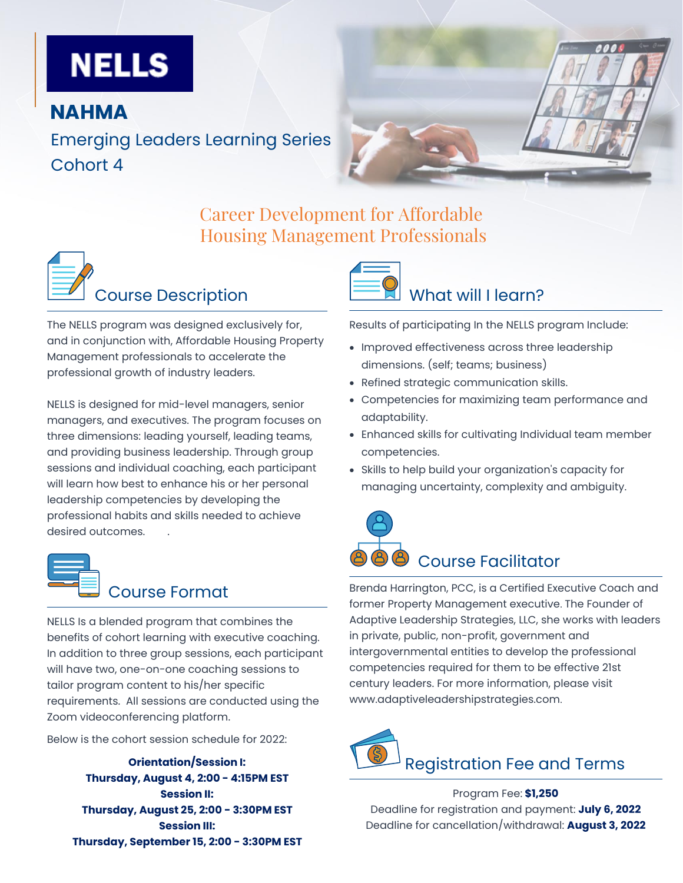# NELLS

## NAHMA

Emerging Leaders Learning Series
Cohort 4

## Career Development for Affordable Housing Management Professionals

### Course Description

The NELLS program was designed exclusively for, and in conjunction with, Affordable Housing Property Management professionals to accelerate the professional growth of industry leaders.

NELLS is designed for mid-level managers, senior managers, and executives. The program focuses on three dimensions: leading yourself, leading teams, and providing business leadership. Through group sessions and individual coaching, each participant will learn how best to enhance his or her personal leadership competencies by developing the professional habits and skills needed to achieve desired outcomes.

### Course Format

NELLS Is a blended program that combines the benefits of cohort learning with executive coaching. In addition to three group sessions, each participant will have two, one-on-one coaching sessions to tailor program content to his/her specific requirements. All sessions are conducted using the Zoom videoconferencing platform.

Below is the cohort session schedule for 2022:

**Orientation/Session I:**
**Thursday, August 4, 2:00 - 4:15PM EST**
**Session II:**
**Thursday, August 25, 2:00 - 3:30PM EST**
**Session III:**
**Thursday, September 15, 2:00 - 3:30PM EST**

### What will I learn?

Results of participating In the NELLS program Include:

- Improved effectiveness across three leadership dimensions. (self; teams; business)
- Refined strategic communication skills.
- Competencies for maximizing team performance and adaptability.
- Enhanced skills for cultivating Individual team member competencies.
- Skills to help build your organization's capacity for managing uncertainty, complexity and ambiguity.

### Course Facilitator

Brenda Harrington, PCC, is a Certified Executive Coach and former Property Management executive. The Founder of Adaptive Leadership Strategies, LLC, she works with leaders in private, public, non-profit, government and intergovernmental entities to develop the professional competencies required for them to be effective 21st century leaders. For more information, please visit www.adaptiveleadershipstrategies.com.

### Registration Fee and Terms

Program Fee: **$1,250**
Deadline for registration and payment: **July 6, 2022**
Deadline for cancellation/withdrawal: **August 3, 2022**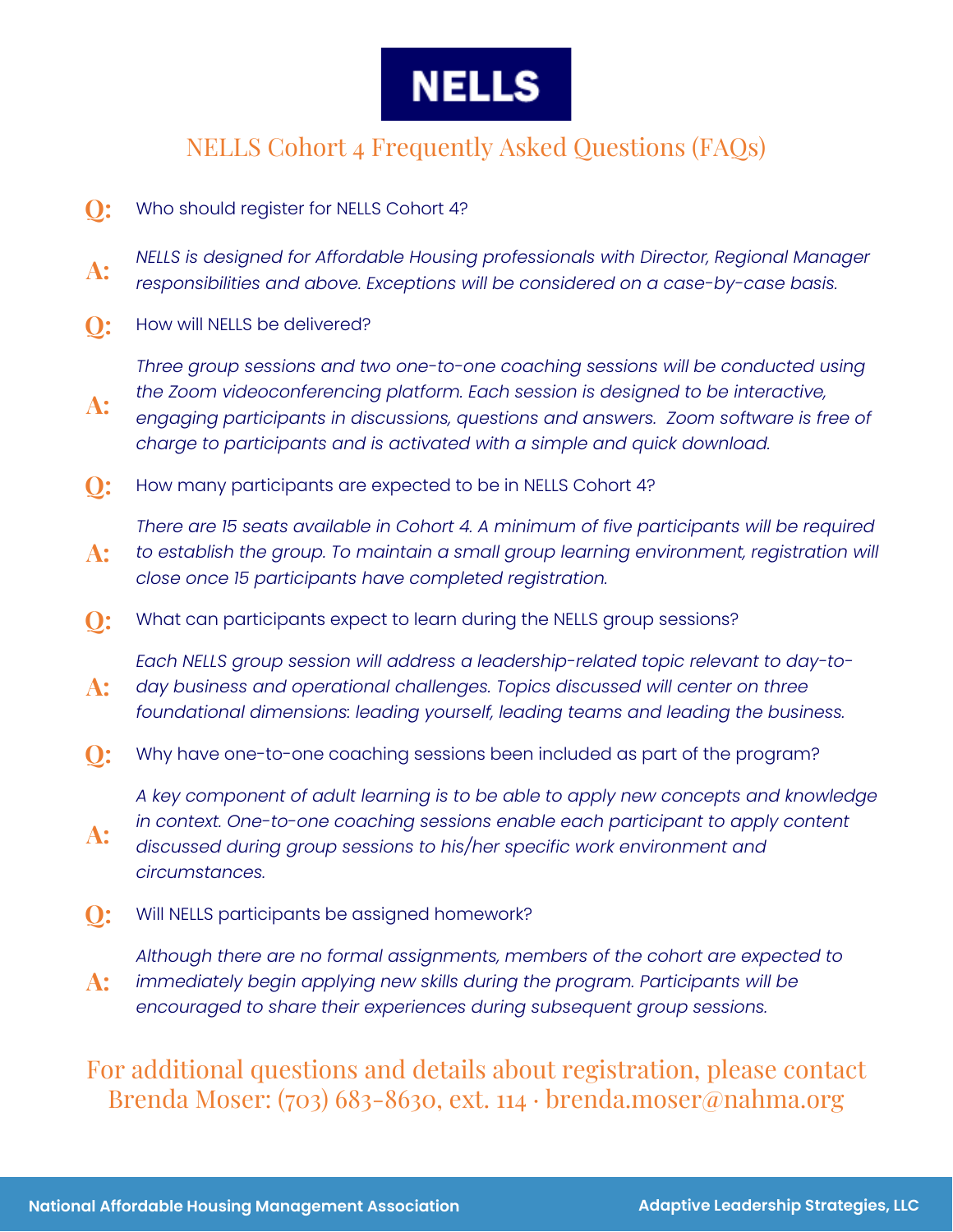# NELLS

## NELLS Cohort 4 Frequently Asked Questions (FAQs)

**Q:** Who should register for NELLS Cohort 4?

**A:** *NELLS is designed for Affordable Housing professionals with Director, Regional Manager responsibilities and above. Exceptions will be considered on a case-by-case basis.*

**Q:** How will NELLS be delivered?

**A:** *Three group sessions and two one-to-one coaching sessions will be conducted using the Zoom videoconferencing platform. Each session is designed to be interactive, engaging participants in discussions, questions and answers. Zoom software is free of charge to participants and is activated with a simple and quick download.*

**Q:** How many participants are expected to be in NELLS Cohort 4?

**A:** *There are 15 seats available in Cohort 4. A minimum of five participants will be required to establish the group. To maintain a small group learning environment, registration will close once 15 participants have completed registration.*

**Q:** What can participants expect to learn during the NELLS group sessions?

**A:** *Each NELLS group session will address a leadership-related topic relevant to day-to-day business and operational challenges. Topics discussed will center on three foundational dimensions: leading yourself, leading teams and leading the business.*

**Q:** Why have one-to-one coaching sessions been included as part of the program?

**A:** *A key component of adult learning is to be able to apply new concepts and knowledge in context. One-to-one coaching sessions enable each participant to apply content discussed during group sessions to his/her specific work environment and circumstances.*

**Q:** Will NELLS participants be assigned homework?

**A:** *Although there are no formal assignments, members of the cohort are expected to immediately begin applying new skills during the program. Participants will be encouraged to share their experiences during subsequent group sessions.*

For additional questions and details about registration, please contact Brenda Moser: (703) 683-8630, ext. 114 · brenda.moser@nahma.org

National Affordable Housing Management Association

Adaptive Leadership Strategies, LLC